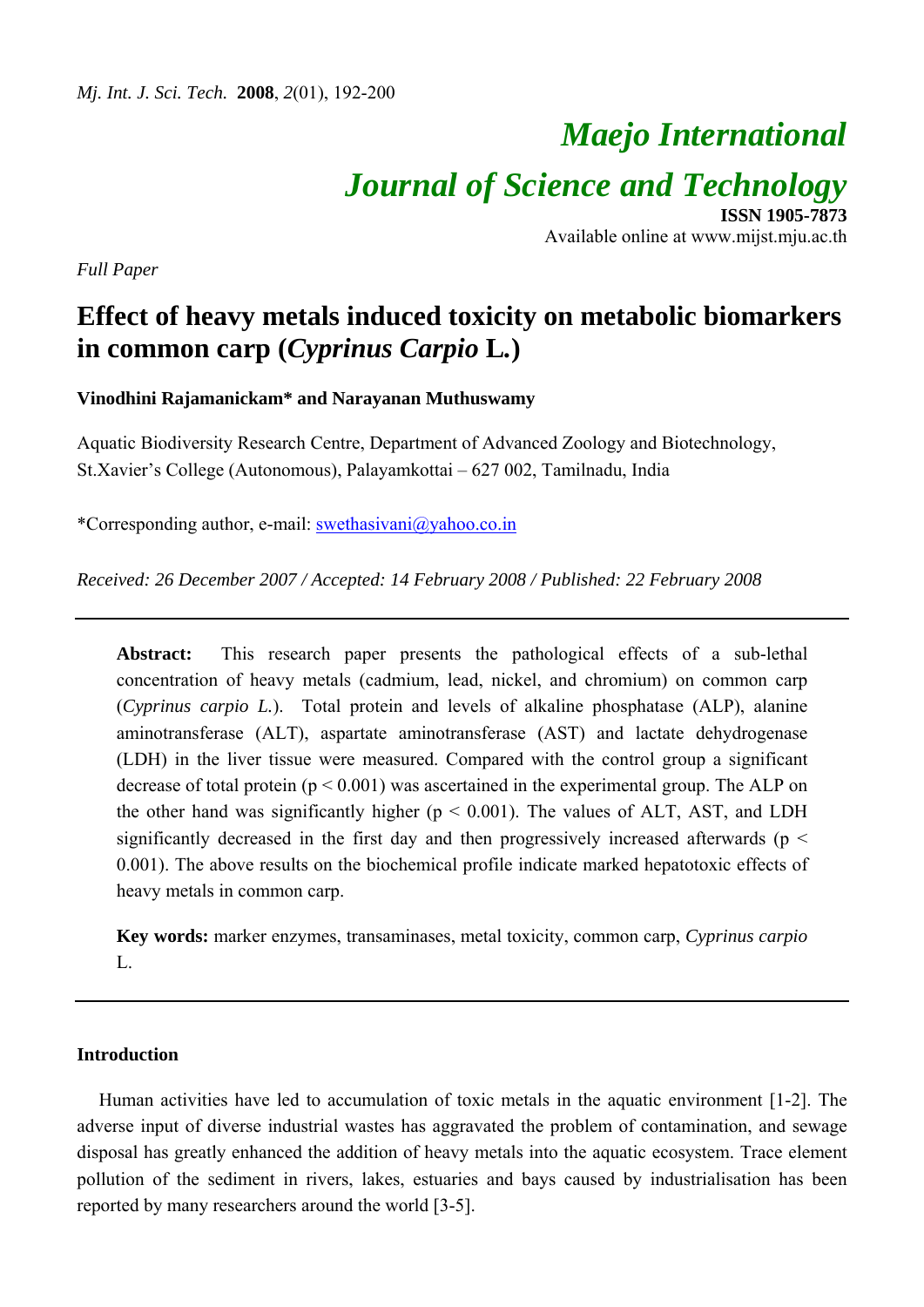# Maejo International Journal of Science and Technology

**ISSN 1905-7873**
Available online at www.mijst.mju.ac.th

*Full Paper*

# Effect of heavy metals induced toxicity on metabolic biomarkers in common carp (*Cyprinus Carpio* L.)

**Vinodhini Rajamanickam\* and Narayanan Muthuswamy**

Aquatic Biodiversity Research Centre, Department of Advanced Zoology and Biotechnology, St.Xavier's College (Autonomous), Palayamkottai – 627 002, Tamilnadu, India

\*Corresponding author, e-mail: swethasivani@yahoo.co.in

*Received: 26 December 2007 / Accepted: 14 February 2008 / Published: 22 February 2008*

---

**Abstract:** This research paper presents the pathological effects of a sub-lethal concentration of heavy metals (cadmium, lead, nickel, and chromium) on common carp (*Cyprinus carpio L.*). Total protein and levels of alkaline phosphatase (ALP), alanine aminotransferase (ALT), aspartate aminotransferase (AST) and lactate dehydrogenase (LDH) in the liver tissue were measured. Compared with the control group a significant decrease of total protein ($p < 0.001$) was ascertained in the experimental group. The ALP on the other hand was significantly higher ($p < 0.001$). The values of ALT, AST, and LDH significantly decreased in the first day and then progressively increased afterwards ($p < 0.001$). The above results on the biochemical profile indicate marked hepatotoxic effects of heavy metals in common carp.

**Key words:** marker enzymes, transaminases, metal toxicity, common carp, *Cyprinus carpio* L.

---

## Introduction

Human activities have led to accumulation of toxic metals in the aquatic environment [1-2]. The adverse input of diverse industrial wastes has aggravated the problem of contamination, and sewage disposal has greatly enhanced the addition of heavy metals into the aquatic ecosystem. Trace element pollution of the sediment in rivers, lakes, estuaries and bays caused by industrialisation has been reported by many researchers around the world [3-5].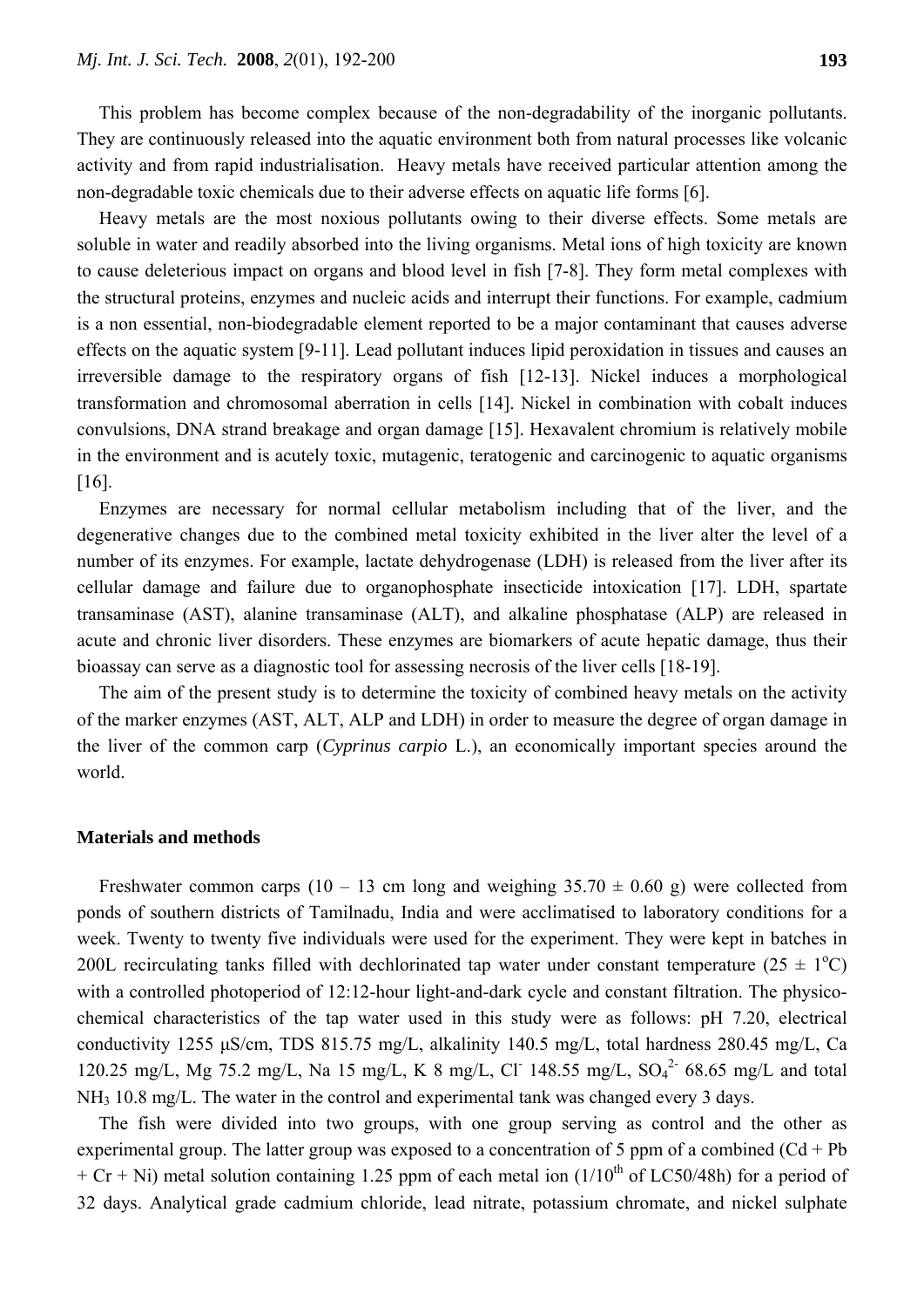This problem has become complex because of the non-degradability of the inorganic pollutants. They are continuously released into the aquatic environment both from natural processes like volcanic activity and from rapid industrialisation. Heavy metals have received particular attention among the non-degradable toxic chemicals due to their adverse effects on aquatic life forms [6].

Heavy metals are the most noxious pollutants owing to their diverse effects. Some metals are soluble in water and readily absorbed into the living organisms. Metal ions of high toxicity are known to cause deleterious impact on organs and blood level in fish [7-8]. They form metal complexes with the structural proteins, enzymes and nucleic acids and interrupt their functions. For example, cadmium is a non essential, non-biodegradable element reported to be a major contaminant that causes adverse effects on the aquatic system [9-11]. Lead pollutant induces lipid peroxidation in tissues and causes an irreversible damage to the respiratory organs of fish [12-13]. Nickel induces a morphological transformation and chromosomal aberration in cells [14]. Nickel in combination with cobalt induces convulsions, DNA strand breakage and organ damage [15]. Hexavalent chromium is relatively mobile in the environment and is acutely toxic, mutagenic, teratogenic and carcinogenic to aquatic organisms [16].

Enzymes are necessary for normal cellular metabolism including that of the liver, and the degenerative changes due to the combined metal toxicity exhibited in the liver alter the level of a number of its enzymes. For example, lactate dehydrogenase (LDH) is released from the liver after its cellular damage and failure due to organophosphate insecticide intoxication [17]. LDH, spartate transaminase (AST), alanine transaminase (ALT), and alkaline phosphatase (ALP) are released in acute and chronic liver disorders. These enzymes are biomarkers of acute hepatic damage, thus their bioassay can serve as a diagnostic tool for assessing necrosis of the liver cells [18-19].

The aim of the present study is to determine the toxicity of combined heavy metals on the activity of the marker enzymes (AST, ALT, ALP and LDH) in order to measure the degree of organ damage in the liver of the common carp (*Cyprinus carpio* L.), an economically important species around the world.

## Materials and methods

Freshwater common carps (10 – 13 cm long and weighing 35.70 ± 0.60 g) were collected from ponds of southern districts of Tamilnadu, India and were acclimatised to laboratory conditions for a week. Twenty to twenty five individuals were used for the experiment. They were kept in batches in 200L recirculating tanks filled with dechlorinated tap water under constant temperature (25 ± 1°C) with a controlled photoperiod of 12:12-hour light-and-dark cycle and constant filtration. The physico-chemical characteristics of the tap water used in this study were as follows: pH 7.20, electrical conductivity 1255 μS/cm, TDS 815.75 mg/L, alkalinity 140.5 mg/L, total hardness 280.45 mg/L, Ca 120.25 mg/L, Mg 75.2 mg/L, Na 15 mg/L, K 8 mg/L, $Cl^-$ 148.55 mg/L, $SO_4^{2-}$ 68.65 mg/L and total $NH_3$ 10.8 mg/L. The water in the control and experimental tank was changed every 3 days.

The fish were divided into two groups, with one group serving as control and the other as experimental group. The latter group was exposed to a concentration of 5 ppm of a combined (Cd + Pb + Cr + Ni) metal solution containing 1.25 ppm of each metal ion (1/10th of LC50/48h) for a period of 32 days. Analytical grade cadmium chloride, lead nitrate, potassium chromate, and nickel sulphate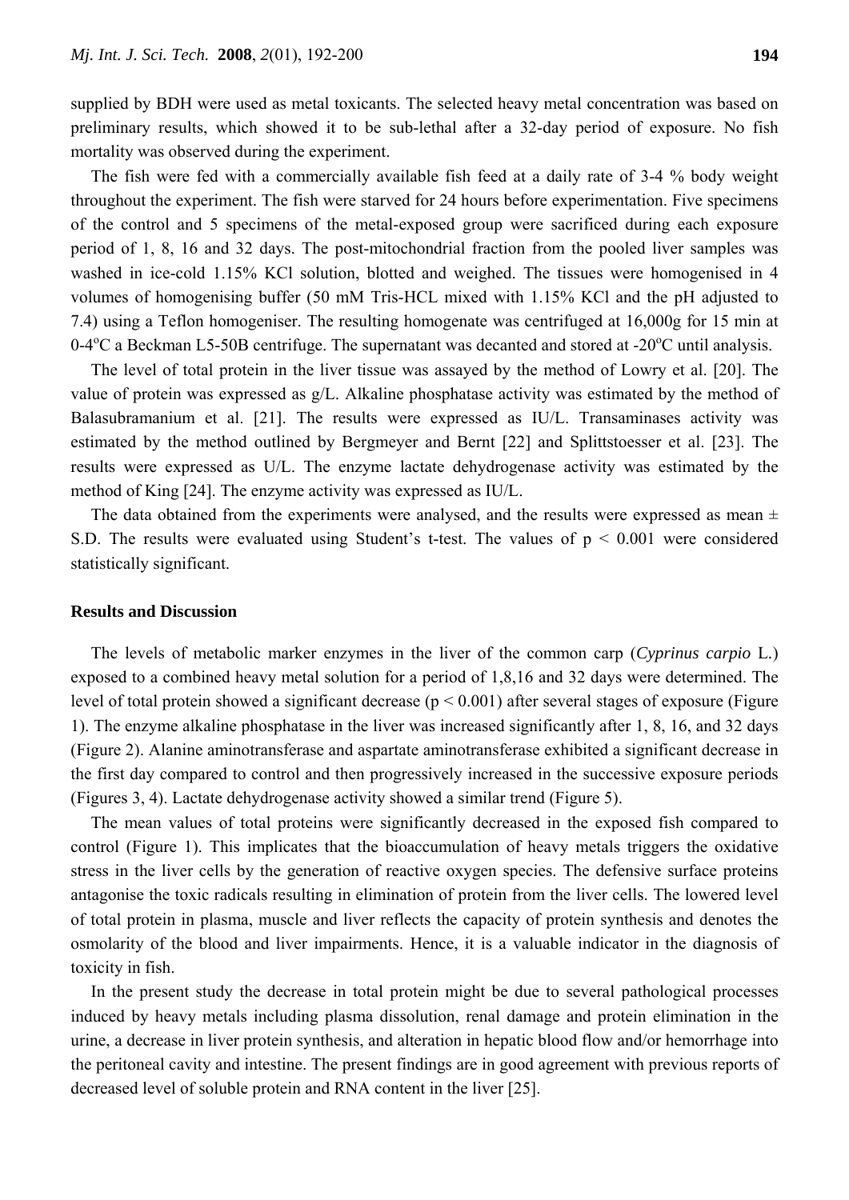supplied by BDH were used as metal toxicants. The selected heavy metal concentration was based on preliminary results, which showed it to be sub-lethal after a 32-day period of exposure. No fish mortality was observed during the experiment.

The fish were fed with a commercially available fish feed at a daily rate of 3-4 % body weight throughout the experiment. The fish were starved for 24 hours before experimentation. Five specimens of the control and 5 specimens of the metal-exposed group were sacrificed during each exposure period of 1, 8, 16 and 32 days. The post-mitochondrial fraction from the pooled liver samples was washed in ice-cold 1.15% KCl solution, blotted and weighed. The tissues were homogenised in 4 volumes of homogenising buffer (50 mM Tris-HCL mixed with 1.15% KCl and the pH adjusted to 7.4) using a Teflon homogeniser. The resulting homogenate was centrifuged at 16,000g for 15 min at 0-4$^o$C a Beckman L5-50B centrifuge. The supernatant was decanted and stored at -20$^o$C until analysis.

The level of total protein in the liver tissue was assayed by the method of Lowry et al. [20]. The value of protein was expressed as g/L. Alkaline phosphatase activity was estimated by the method of Balasubramanium et al. [21]. The results were expressed as IU/L. Transaminases activity was estimated by the method outlined by Bergmeyer and Bernt [22] and Splittstoesser et al. [23]. The results were expressed as U/L. The enzyme lactate dehydrogenase activity was estimated by the method of King [24]. The enzyme activity was expressed as IU/L.

The data obtained from the experiments were analysed, and the results were expressed as mean ± S.D. The results were evaluated using Student's t-test. The values of $p < 0.001$ were considered statistically significant.

## Results and Discussion

The levels of metabolic marker enzymes in the liver of the common carp (*Cyprinus carpio* L.) exposed to a combined heavy metal solution for a period of 1,8,16 and 32 days were determined. The level of total protein showed a significant decrease ($p < 0.001$) after several stages of exposure (Figure 1). The enzyme alkaline phosphatase in the liver was increased significantly after 1, 8, 16, and 32 days (Figure 2). Alanine aminotransferase and aspartate aminotransferase exhibited a significant decrease in the first day compared to control and then progressively increased in the successive exposure periods (Figures 3, 4). Lactate dehydrogenase activity showed a similar trend (Figure 5).

The mean values of total proteins were significantly decreased in the exposed fish compared to control (Figure 1). This implicates that the bioaccumulation of heavy metals triggers the oxidative stress in the liver cells by the generation of reactive oxygen species. The defensive surface proteins antagonise the toxic radicals resulting in elimination of protein from the liver cells. The lowered level of total protein in plasma, muscle and liver reflects the capacity of protein synthesis and denotes the osmolarity of the blood and liver impairments. Hence, it is a valuable indicator in the diagnosis of toxicity in fish.

In the present study the decrease in total protein might be due to several pathological processes induced by heavy metals including plasma dissolution, renal damage and protein elimination in the urine, a decrease in liver protein synthesis, and alteration in hepatic blood flow and/or hemorrhage into the peritoneal cavity and intestine. The present findings are in good agreement with previous reports of decreased level of soluble protein and RNA content in the liver [25].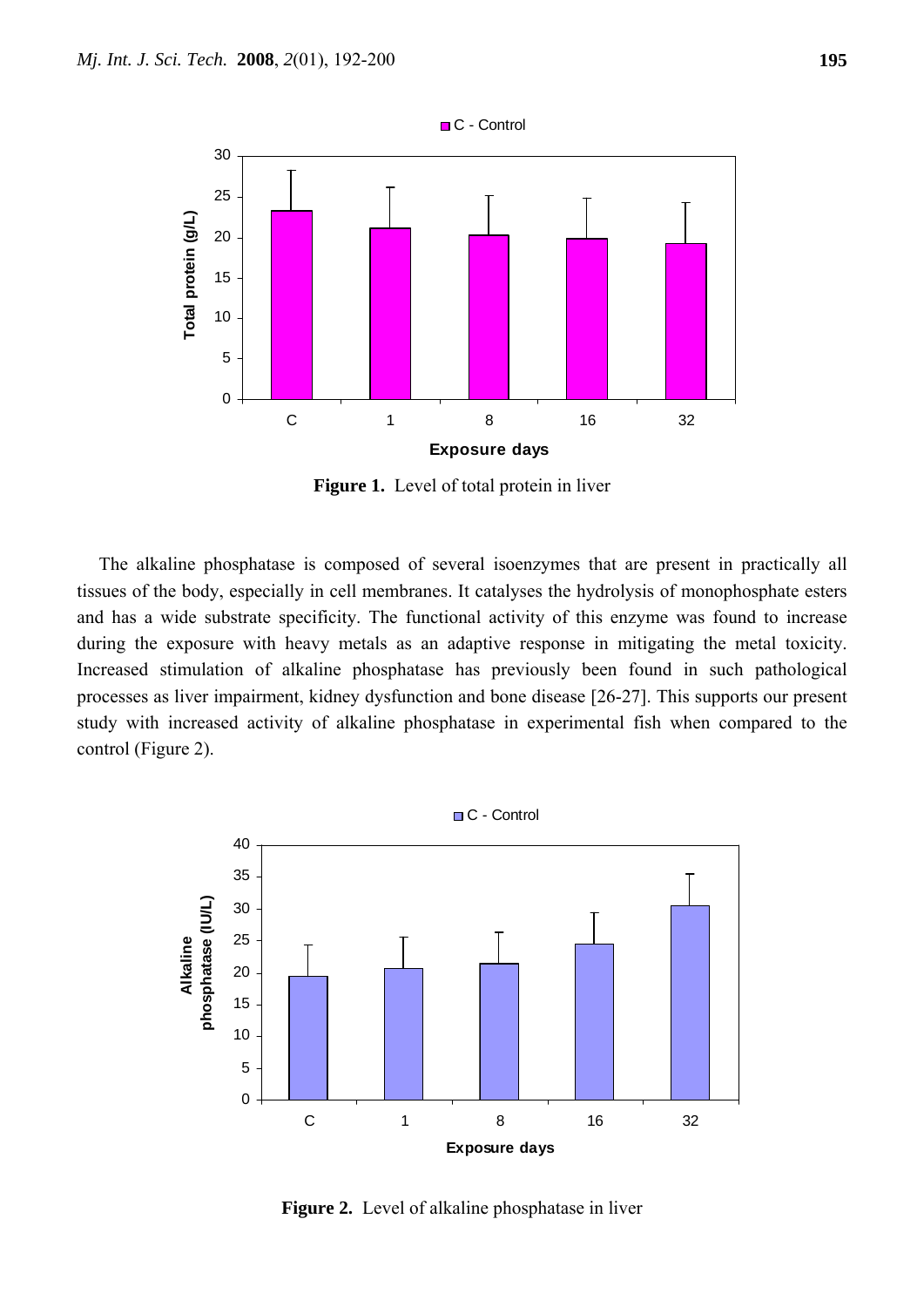**Figure 1.** Level of total protein in liver

The alkaline phosphatase is composed of several isoenzymes that are present in practically all tissues of the body, especially in cell membranes. It catalyses the hydrolysis of monophosphate esters and has a wide substrate specificity. The functional activity of this enzyme was found to increase during the exposure with heavy metals as an adaptive response in mitigating the metal toxicity. Increased stimulation of alkaline phosphatase has previously been found in such pathological processes as liver impairment, kidney dysfunction and bone disease [26-27]. This supports our present study with increased activity of alkaline phosphatase in experimental fish when compared to the control (Figure 2).

**Figure 2.** Level of alkaline phosphatase in liver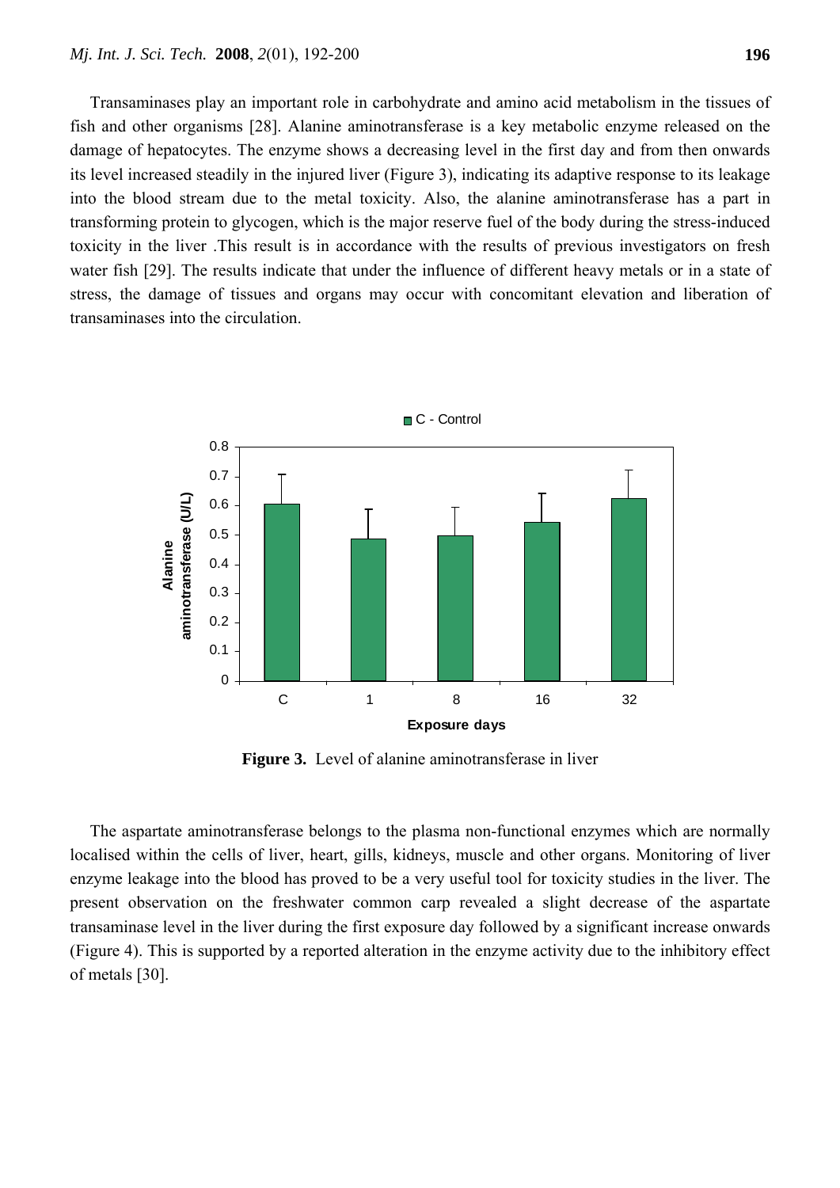Transaminases play an important role in carbohydrate and amino acid metabolism in the tissues of fish and other organisms [28]. Alanine aminotransferase is a key metabolic enzyme released on the damage of hepatocytes. The enzyme shows a decreasing level in the first day and from then onwards its level increased steadily in the injured liver (Figure 3), indicating its adaptive response to its leakage into the blood stream due to the metal toxicity. Also, the alanine aminotransferase has a part in transforming protein to glycogen, which is the major reserve fuel of the body during the stress-induced toxicity in the liver .This result is in accordance with the results of previous investigators on fresh water fish [29]. The results indicate that under the influence of different heavy metals or in a state of stress, the damage of tissues and organs may occur with concomitant elevation and liberation of transaminases into the circulation.

**Figure 3.** Level of alanine aminotransferase in liver

The aspartate aminotransferase belongs to the plasma non-functional enzymes which are normally localised within the cells of liver, heart, gills, kidneys, muscle and other organs. Monitoring of liver enzyme leakage into the blood has proved to be a very useful tool for toxicity studies in the liver. The present observation on the freshwater common carp revealed a slight decrease of the aspartate transaminase level in the liver during the first exposure day followed by a significant increase onwards (Figure 4). This is supported by a reported alteration in the enzyme activity due to the inhibitory effect of metals [30].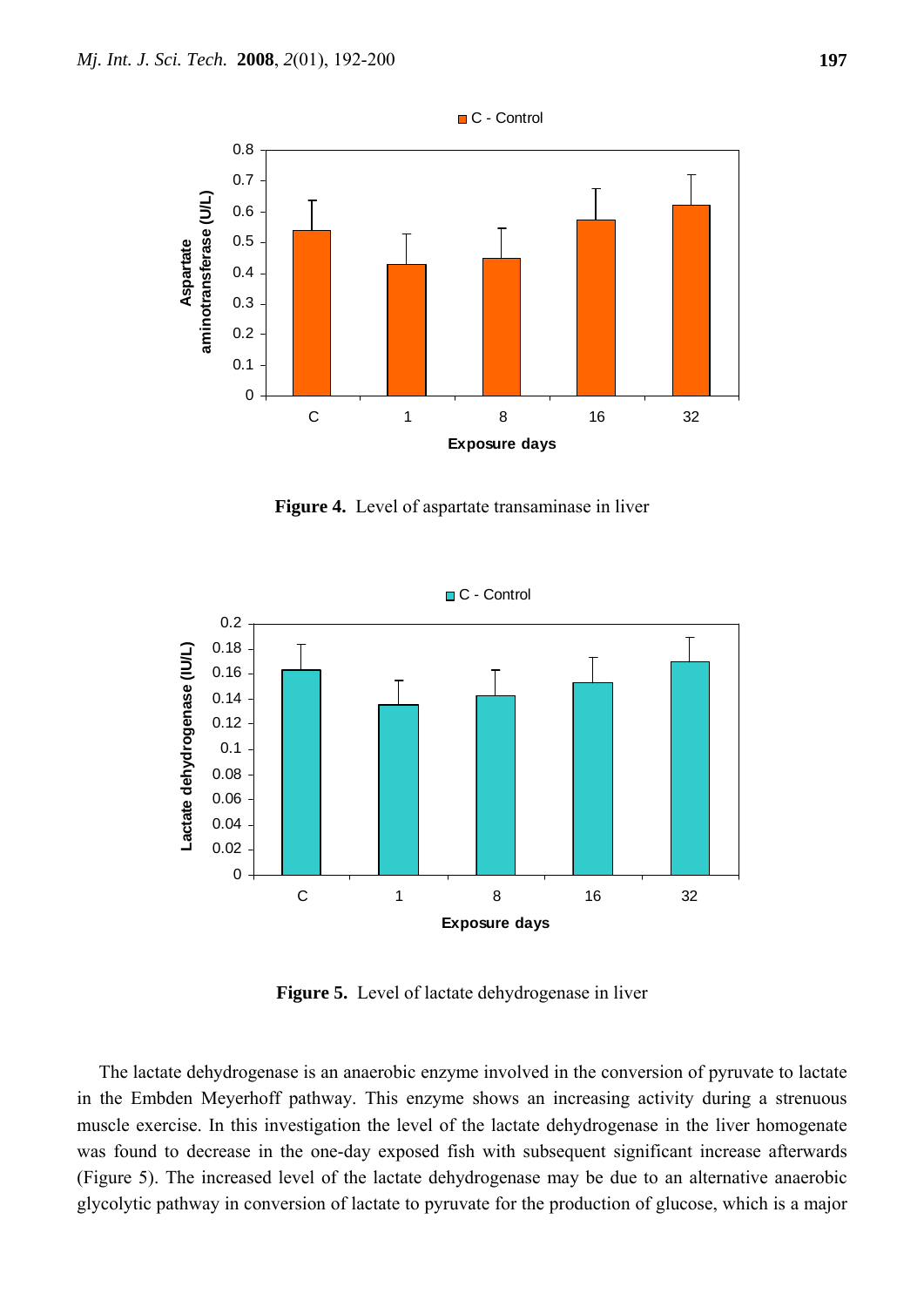**Figure 4.** Level of aspartate transaminase in liver

**Figure 5.** Level of lactate dehydrogenase in liver

The lactate dehydrogenase is an anaerobic enzyme involved in the conversion of pyruvate to lactate in the Embden Meyerhoff pathway. This enzyme shows an increasing activity during a strenuous muscle exercise. In this investigation the level of the lactate dehydrogenase in the liver homogenate was found to decrease in the one-day exposed fish with subsequent significant increase afterwards (Figure 5). The increased level of the lactate dehydrogenase may be due to an alternative anaerobic glycolytic pathway in conversion of lactate to pyruvate for the production of glucose, which is a major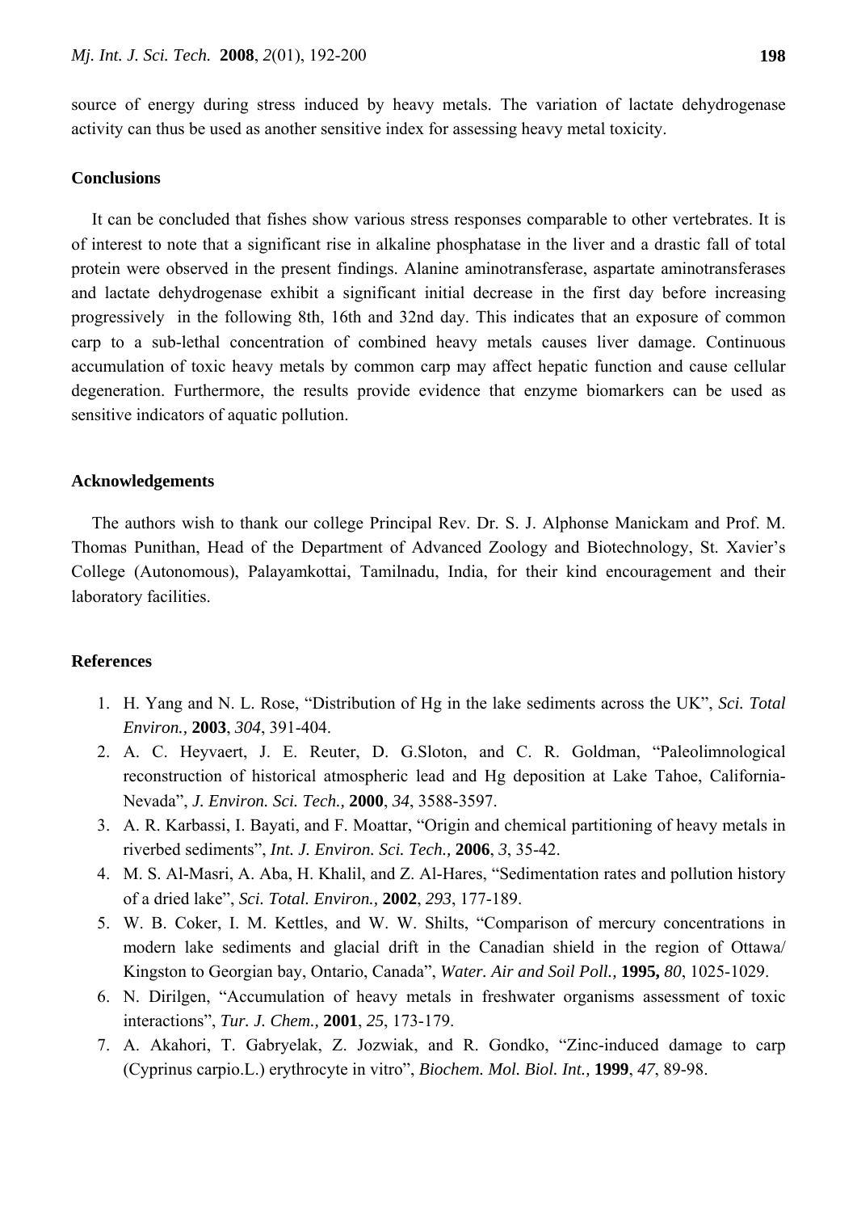source of energy during stress induced by heavy metals. The variation of lactate dehydrogenase activity can thus be used as another sensitive index for assessing heavy metal toxicity.

## Conclusions

It can be concluded that fishes show various stress responses comparable to other vertebrates. It is of interest to note that a significant rise in alkaline phosphatase in the liver and a drastic fall of total protein were observed in the present findings. Alanine aminotransferase, aspartate aminotransferases and lactate dehydrogenase exhibit a significant initial decrease in the first day before increasing progressively in the following 8th, 16th and 32nd day. This indicates that an exposure of common carp to a sub-lethal concentration of combined heavy metals causes liver damage. Continuous accumulation of toxic heavy metals by common carp may affect hepatic function and cause cellular degeneration. Furthermore, the results provide evidence that enzyme biomarkers can be used as sensitive indicators of aquatic pollution.

## Acknowledgements

The authors wish to thank our college Principal Rev. Dr. S. J. Alphonse Manickam and Prof. M. Thomas Punithan, Head of the Department of Advanced Zoology and Biotechnology, St. Xavier's College (Autonomous), Palayamkottai, Tamilnadu, India, for their kind encouragement and their laboratory facilities.

## References

1. H. Yang and N. L. Rose, "Distribution of Hg in the lake sediments across the UK", *Sci. Total Environ.,* **2003**, *304*, 391-404.
2. A. C. Heyvaert, J. E. Reuter, D. G.Sloton, and C. R. Goldman, "Paleolimnological reconstruction of historical atmospheric lead and Hg deposition at Lake Tahoe, California-Nevada", *J. Environ. Sci. Tech.,* **2000**, *34*, 3588-3597.
3. A. R. Karbassi, I. Bayati, and F. Moattar, "Origin and chemical partitioning of heavy metals in riverbed sediments", *Int. J. Environ. Sci. Tech.,* **2006**, *3*, 35-42.
4. M. S. Al-Masri, A. Aba, H. Khalil, and Z. Al-Hares, "Sedimentation rates and pollution history of a dried lake", *Sci. Total. Environ.,* **2002**, *293*, 177-189.
5. W. B. Coker, I. M. Kettles, and W. W. Shilts, "Comparison of mercury concentrations in modern lake sediments and glacial drift in the Canadian shield in the region of Ottawa/ Kingston to Georgian bay, Ontario, Canada", *Water. Air and Soil Poll.,* **1995,** *80*, 1025-1029.
6. N. Dirilgen, "Accumulation of heavy metals in freshwater organisms assessment of toxic interactions", *Tur. J. Chem.,* **2001**, *25*, 173-179.
7. A. Akahori, T. Gabryelak, Z. Jozwiak, and R. Gondko, "Zinc-induced damage to carp (Cyprinus carpio.L.) erythrocyte in vitro", *Biochem. Mol. Biol. Int.,* **1999**, *47*, 89-98.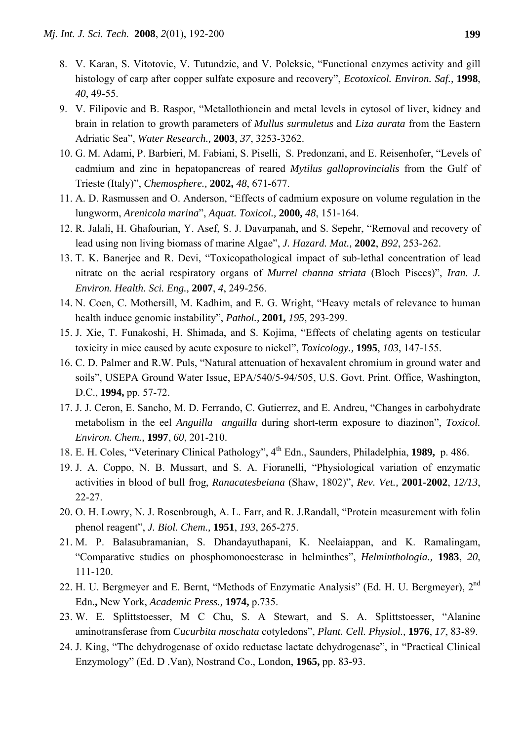8. V. Karan, S. Vitotovic, V. Tutundzic, and V. Poleksic, “Functional enzymes activity and gill histology of carp after copper sulfate exposure and recovery”, *Ecotoxicol. Environ. Saf.,* **1998**, *40*, 49-55.
9. V. Filipovic and B. Raspor, “Metallothionein and metal levels in cytosol of liver, kidney and brain in relation to growth parameters of *Mullus surmuletus* and *Liza aurata* from the Eastern Adriatic Sea”, *Water Research.,* **2003**, *37*, 3253-3262.
10. G. M. Adami, P. Barbieri, M. Fabiani, S. Piselli, S. Predonzani, and E. Reisenhofer, “Levels of cadmium and zinc in hepatopancreas of reared *Mytilus galloprovincialis* from the Gulf of Trieste (Italy)”, *Chemosphere.,* **2002,** *48*, 671-677.
11. A. D. Rasmussen and O. Anderson, “Effects of cadmium exposure on volume regulation in the lungworm, *Arenicola marina*”, *Aquat. Toxicol.,* **2000,** *48*, 151-164.
12. R. Jalali, H. Ghafourian, Y. Asef, S. J. Davarpanah, and S. Sepehr, “Removal and recovery of lead using non living biomass of marine Algae”, *J. Hazard. Mat.,* **2002**, *B92*, 253-262.
13. T. K. Banerjee and R. Devi, “Toxicopathological impact of sub-lethal concentration of lead nitrate on the aerial respiratory organs of *Murrel channa striata* (Bloch Pisces)”, *Iran. J. Environ. Health. Sci. Eng.,* **2007**, *4*, 249-256.
14. N. Coen, C. Mothersill, M. Kadhim, and E. G. Wright, “Heavy metals of relevance to human health induce genomic instability”, *Pathol.,* **2001,** *195*, 293-299.
15. J. Xie, T. Funakoshi, H. Shimada, and S. Kojima, “Effects of chelating agents on testicular toxicity in mice caused by acute exposure to nickel”, *Toxicology.,* **1995**, *103*, 147-155.
16. C. D. Palmer and R.W. Puls, “Natural attenuation of hexavalent chromium in ground water and soils”, USEPA Ground Water Issue, EPA/540/5-94/505, U.S. Govt. Print. Office, Washington, D.C., **1994,** pp. 57-72.
17. J. J. Ceron, E. Sancho, M. D. Ferrando, C. Gutierrez, and E. Andreu, “Changes in carbohydrate metabolism in the eel *Anguilla anguilla* during short-term exposure to diazinon”, *Toxicol. Environ. Chem.,* **1997**, *60*, 201-210.
18. E. H. Coles, “Veterinary Clinical Pathology”, 4th Edn., Saunders, Philadelphia, **1989,** p. 486.
19. J. A. Coppo, N. B. Mussart, and S. A. Fioranelli, “Physiological variation of enzymatic activities in blood of bull frog, *Ranacatesbeiana* (Shaw, 1802)”, *Rev. Vet.,* **2001-2002**, *12/13*, 22-27.
20. O. H. Lowry, N. J. Rosenbrough, A. L. Farr, and R. J.Randall, “Protein measurement with folin phenol reagent”, *J. Biol. Chem.,* **1951**, *193*, 265-275.
21. M. P. Balasubramanian, S. Dhandayuthapani, K. Neelaiappan, and K. Ramalingam, “Comparative studies on phosphomonoesterase in helminthes”, *Helminthologia.,* **1983**, *20*, 111-120.
22. H. U. Bergmeyer and E. Bernt, “Methods of Enzymatic Analysis” (Ed. H. U. Bergmeyer), 2nd Edn.**,** New York, *Academic Press.,* **1974,** p.735.
23. W. E. Splittstoesser, M C Chu, S. A Stewart, and S. A. Splittstoesser, “Alanine aminotransferase from *Cucurbita moschata* cotyledons”, *Plant. Cell. Physiol.,* **1976**, *17*, 83-89.
24. J. King, “The dehydrogenase of oxido reductase lactate dehydrogenase”, in “Practical Clinical Enzymology” (Ed. D .Van), Nostrand Co., London, **1965,** pp. 83-93.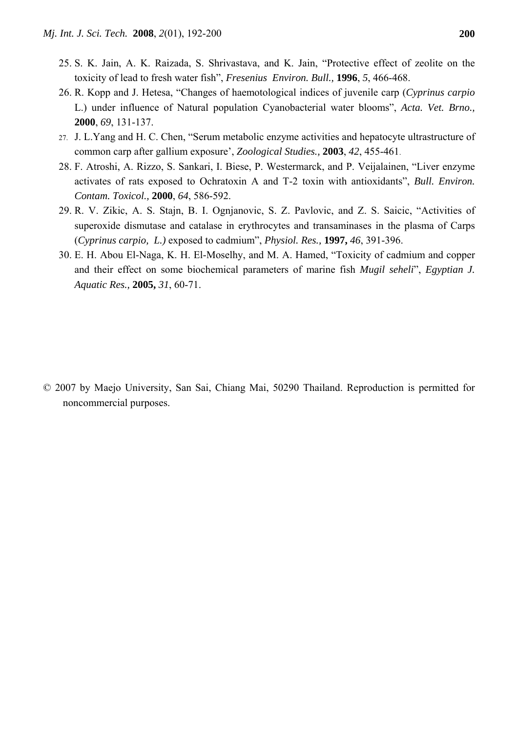25. S. K. Jain, A. K. Raizada, S. Shrivastava, and K. Jain, "Protective effect of zeolite on the toxicity of lead to fresh water fish", *Fresenius Environ. Bull.,* **1996**, *5*, 466-468.
26. R. Kopp and J. Hetesa, "Changes of haemotological indices of juvenile carp (*Cyprinus carpio* L.) under influence of Natural population Cyanobacterial water blooms", *Acta. Vet. Brno.,* **2000**, *69*, 131-137.
27. J. L.Yang and H. C. Chen, "Serum metabolic enzyme activities and hepatocyte ultrastructure of common carp after gallium exposure', *Zoological Studies.,* **2003**, *42*, 455-461.
28. F. Atroshi, A. Rizzo, S. Sankari, I. Biese, P. Westermarck, and P. Veijalainen, "Liver enzyme activates of rats exposed to Ochratoxin A and T-2 toxin with antioxidants", *Bull. Environ. Contam. Toxicol.,* **2000**, *64*, 586-592.
29. R. V. Zikic, A. S. Stajn, B. I. Ognjanovic, S. Z. Pavlovic, and Z. S. Saicic, "Activities of superoxide dismutase and catalase in erythrocytes and transaminases in the plasma of Carps (*Cyprinus carpio, L.)* exposed to cadmium", *Physiol. Res.,* **1997,** *46*, 391-396.
30. E. H. Abou El-Naga, K. H. El-Moselhy, and M. A. Hamed, "Toxicity of cadmium and copper and their effect on some biochemical parameters of marine fish *Mugil seheli*", *Egyptian J. Aquatic Res.,* **2005,** *31*, 60-71.

© 2007 by Maejo University, San Sai, Chiang Mai, 50290 Thailand. Reproduction is permitted for noncommercial purposes.